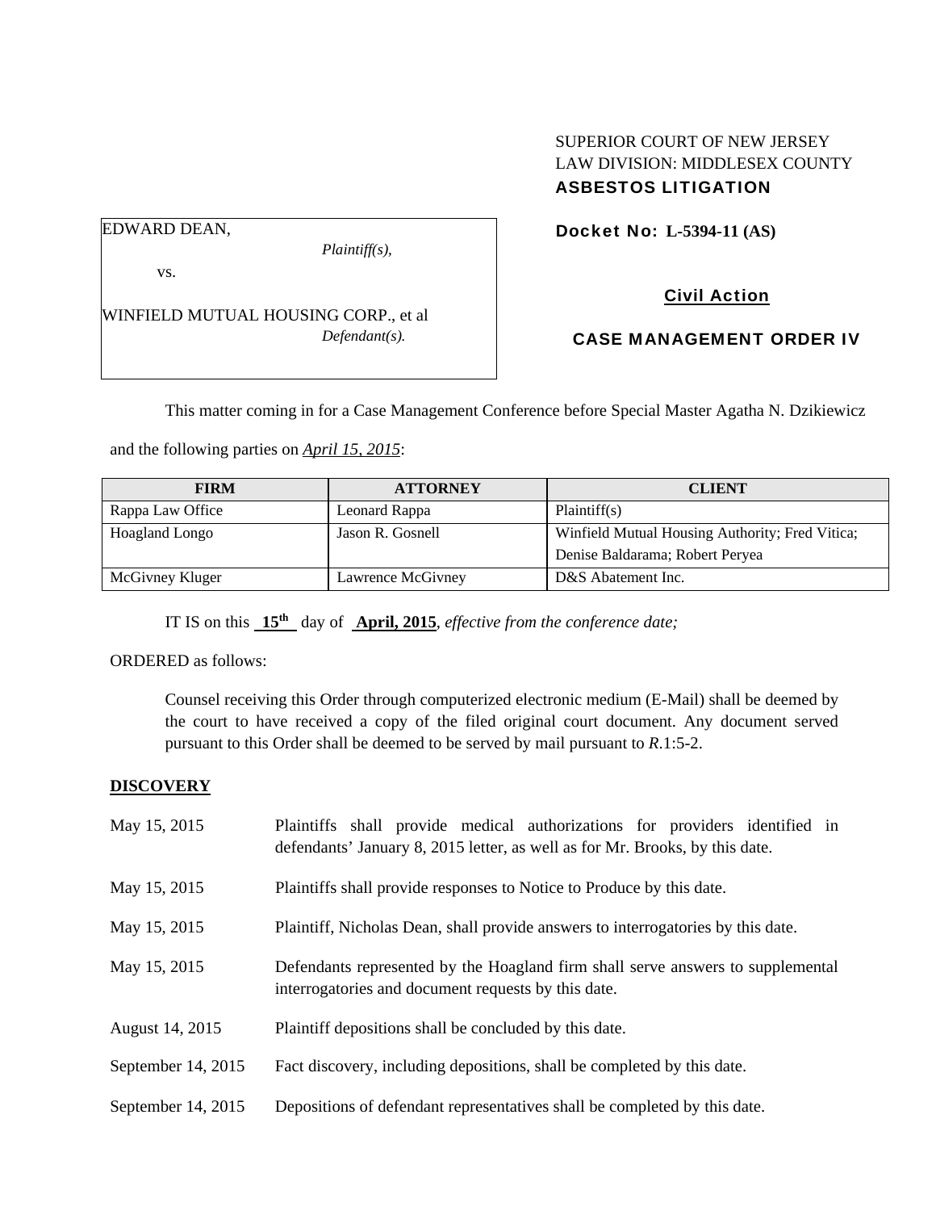SUPERIOR COURT OF NEW JERSEY
LAW DIVISION: MIDDLESEX COUNTY
**ASBESTOS LITIGATION**

EDWARD DEAN,
*Plaintiff(s),*

vs.

WINFIELD MUTUAL HOUSING CORP., et al
*Defendant(s).*

**Docket No: L-5394-11 (AS)**

**Civil Action**

**CASE MANAGEMENT ORDER IV**

This matter coming in for a Case Management Conference before Special Master Agatha N. Dzikiewicz and the following parties on *April 15, 2015*:

| FIRM | ATTORNEY | CLIENT |
|---|---|---|
| Rappa Law Office | Leonard Rappa | Plaintiff(s) |
| Hoagland Longo | Jason R. Gosnell | Winfield Mutual Housing Authority; Fred Vitica; Denise Baldarama; Robert Peryea |
| McGivney Kluger | Lawrence McGivney | D&S Abatement Inc. |

IT IS on this **15th** day of **April, 2015**, *effective from the conference date;*

ORDERED as follows:

Counsel receiving this Order through computerized electronic medium (E-Mail) shall be deemed by the court to have received a copy of the filed original court document. Any document served pursuant to this Order shall be deemed to be served by mail pursuant to *R*.1:5-2.

**DISCOVERY**

May 15, 2015 — Plaintiffs shall provide medical authorizations for providers identified in defendants' January 8, 2015 letter, as well as for Mr. Brooks, by this date.

May 15, 2015 — Plaintiffs shall provide responses to Notice to Produce by this date.

May 15, 2015 — Plaintiff, Nicholas Dean, shall provide answers to interrogatories by this date.

May 15, 2015 — Defendants represented by the Hoagland firm shall serve answers to supplemental interrogatories and document requests by this date.

August 14, 2015 — Plaintiff depositions shall be concluded by this date.

September 14, 2015 — Fact discovery, including depositions, shall be completed by this date.

September 14, 2015 — Depositions of defendant representatives shall be completed by this date.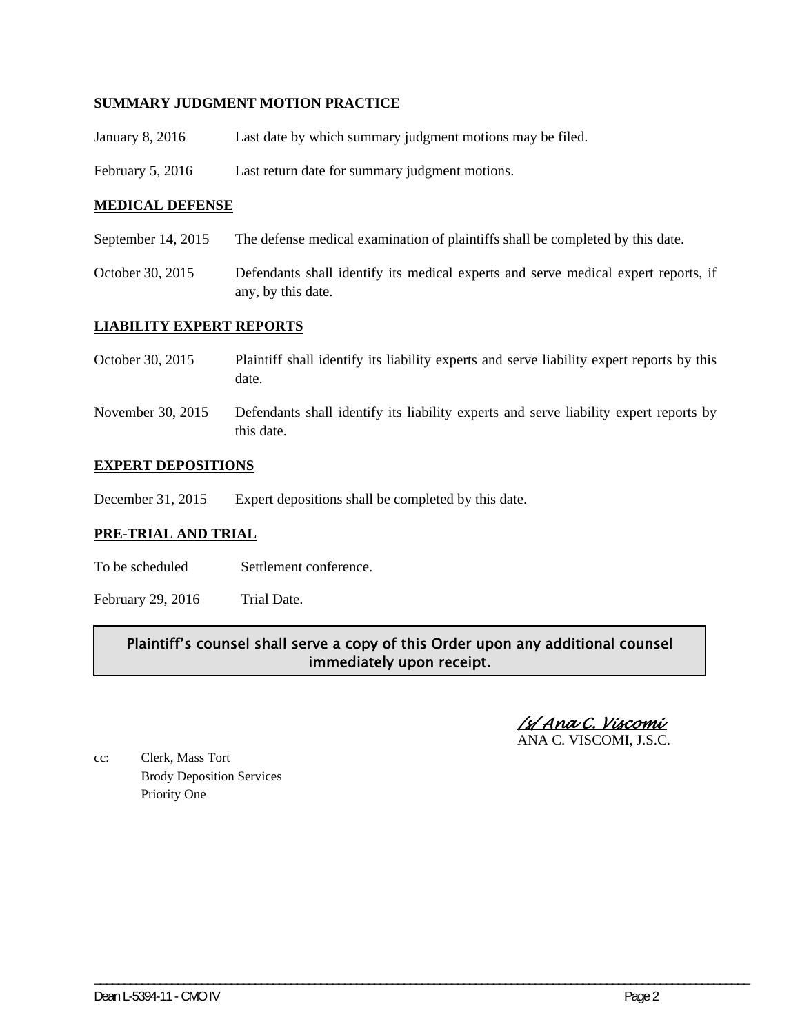**SUMMARY JUDGMENT MOTION PRACTICE**

| | |
|---|---|
| January 8, 2016 | Last date by which summary judgment motions may be filed. |
| February 5, 2016 | Last return date for summary judgment motions. |

**MEDICAL DEFENSE**

| | |
|---|---|
| September 14, 2015 | The defense medical examination of plaintiffs shall be completed by this date. |
| October 30, 2015 | Defendants shall identify its medical experts and serve medical expert reports, if any, by this date. |

**LIABILITY EXPERT REPORTS**

| | |
|---|---|
| October 30, 2015 | Plaintiff shall identify its liability experts and serve liability expert reports by this date. |
| November 30, 2015 | Defendants shall identify its liability experts and serve liability expert reports by this date. |

**EXPERT DEPOSITIONS**

| | |
|---|---|
| December 31, 2015 | Expert depositions shall be completed by this date. |

**PRE-TRIAL AND TRIAL**

| | |
|---|---|
| To be scheduled | Settlement conference. |
| February 29, 2016 | Trial Date. |

**Plaintiff's counsel shall serve a copy of this Order upon any additional counsel immediately upon receipt.**

/s/ Ana C. Viscomi
ANA C. VISCOMI, J.S.C.

cc: Clerk, Mass Tort
Brody Deposition Services
Priority One